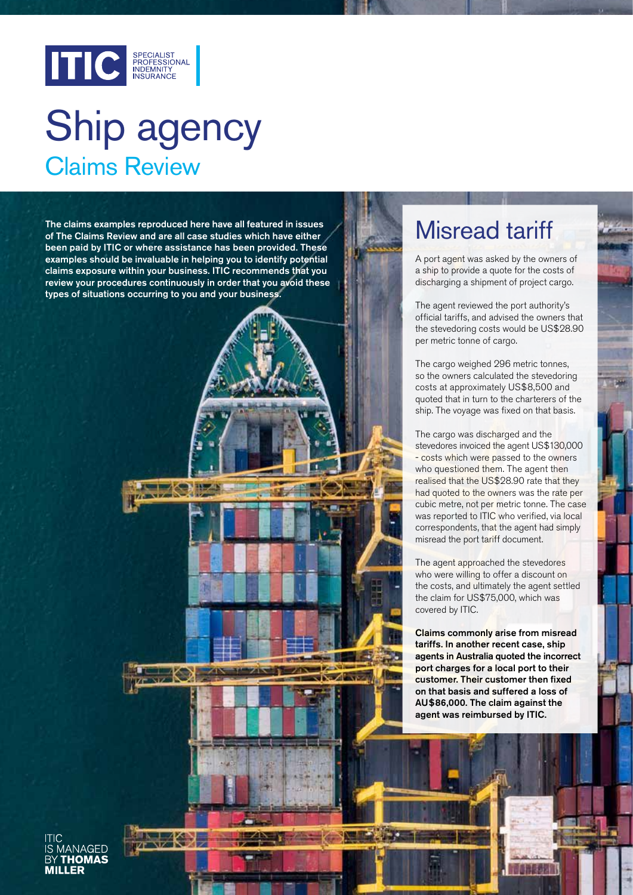ITIC SPECIALIST PROFESSIONAL INDEMNITY INSURANCE

# Ship agency

## Claims Review

**The claims examples reproduced here have all featured in issues of The Claims Review and are all case studies which have either been paid by ITIC or where assistance has been provided. These examples should be invaluable in helping you to identify potential claims exposure within your business. ITIC recommends that you review your procedures continuously in order that you avoid these types of situations occurring to you and your business.**

## Misread tariff

A port agent was asked by the owners of a ship to provide a quote for the costs of discharging a shipment of project cargo.

The agent reviewed the port authority's official tariffs, and advised the owners that the stevedoring costs would be US$28.90 per metric tonne of cargo.

The cargo weighed 296 metric tonnes, so the owners calculated the stevedoring costs at approximately US$8,500 and quoted that in turn to the charterers of the ship. The voyage was fixed on that basis.

The cargo was discharged and the stevedores invoiced the agent US$130,000 - costs which were passed to the owners who questioned them. The agent then realised that the US$28.90 rate that they had quoted to the owners was the rate per cubic metre, not per metric tonne. The case was reported to ITIC who verified, via local correspondents, that the agent had simply misread the port tariff document.

The agent approached the stevedores who were willing to offer a discount on the costs, and ultimately the agent settled the claim for US$75,000, which was covered by ITIC.

**Claims commonly arise from misread tariffs. In another recent case, ship agents in Australia quoted the incorrect port charges for a local port to their customer. Their customer then fixed on that basis and suffered a loss of AU$86,000. The claim against the agent was reimbursed by ITIC.**

ITIC IS MANAGED BY **THOMAS MILLER**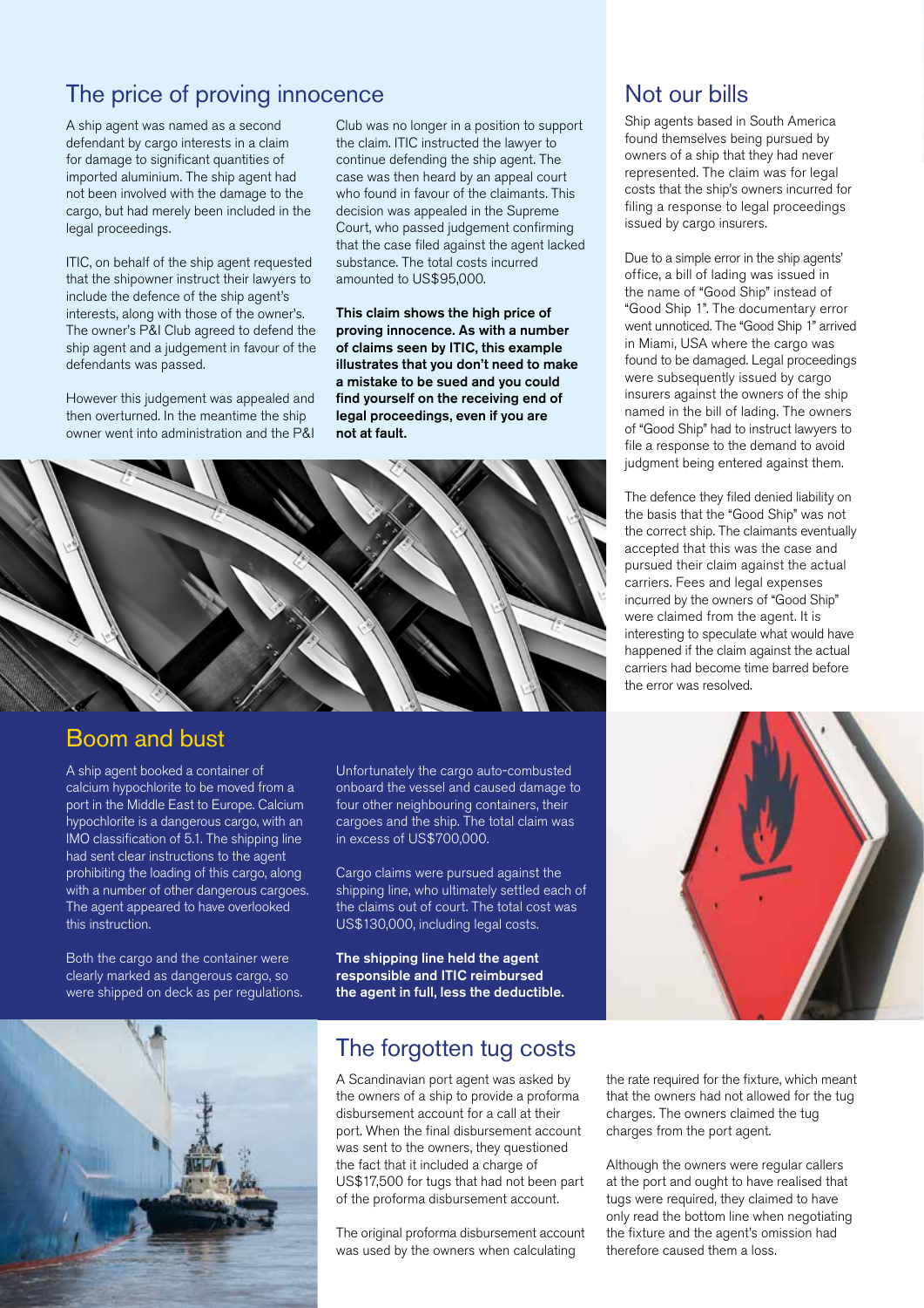## The price of proving innocence

A ship agent was named as a second defendant by cargo interests in a claim for damage to significant quantities of imported aluminium. The ship agent had not been involved with the damage to the cargo, but had merely been included in the legal proceedings.

ITIC, on behalf of the ship agent requested that the shipowner instruct their lawyers to include the defence of the ship agent's interests, along with those of the owner's. The owner's P&I Club agreed to defend the ship agent and a judgement in favour of the defendants was passed.

However this judgement was appealed and then overturned. In the meantime the ship owner went into administration and the P&I Club was no longer in a position to support the claim. ITIC instructed the lawyer to continue defending the ship agent. The case was then heard by an appeal court who found in favour of the claimants. This decision was appealed in the Supreme Court, who passed judgement confirming that the case filed against the agent lacked substance. The total costs incurred amounted to US$95,000.

**This claim shows the high price of proving innocence. As with a number of claims seen by ITIC, this example illustrates that you don't need to make a mistake to be sued and you could find yourself on the receiving end of legal proceedings, even if you are not at fault.**

## Not our bills

Ship agents based in South America found themselves being pursued by owners of a ship that they had never represented. The claim was for legal costs that the ship's owners incurred for filing a response to legal proceedings issued by cargo insurers.

Due to a simple error in the ship agents' office, a bill of lading was issued in the name of "Good Ship" instead of "Good Ship 1". The documentary error went unnoticed. The "Good Ship 1" arrived in Miami, USA where the cargo was found to be damaged. Legal proceedings were subsequently issued by cargo insurers against the owners of the ship named in the bill of lading. The owners of "Good Ship" had to instruct lawyers to file a response to the demand to avoid judgment being entered against them.

The defence they filed denied liability on the basis that the "Good Ship" was not the correct ship. The claimants eventually accepted that this was the case and pursued their claim against the actual carriers. Fees and legal expenses incurred by the owners of "Good Ship" were claimed from the agent. It is interesting to speculate what would have happened if the claim against the actual carriers had become time barred before the error was resolved.

## Boom and bust

A ship agent booked a container of calcium hypochlorite to be moved from a port in the Middle East to Europe. Calcium hypochlorite is a dangerous cargo, with an IMO classification of 5.1. The shipping line had sent clear instructions to the agent prohibiting the loading of this cargo, along with a number of other dangerous cargoes. The agent appeared to have overlooked this instruction.

Both the cargo and the container were clearly marked as dangerous cargo, so were shipped on deck as per regulations.

Unfortunately the cargo auto-combusted onboard the vessel and caused damage to four other neighbouring containers, their cargoes and the ship. The total claim was in excess of US$700,000.

Cargo claims were pursued against the shipping line, who ultimately settled each of the claims out of court. The total cost was US$130,000, including legal costs.

**The shipping line held the agent responsible and ITIC reimbursed the agent in full, less the deductible.**

## The forgotten tug costs

A Scandinavian port agent was asked by the owners of a ship to provide a proforma disbursement account for a call at their port. When the final disbursement account was sent to the owners, they questioned the fact that it included a charge of US$17,500 for tugs that had not been part of the proforma disbursement account.

The original proforma disbursement account was used by the owners when calculating the rate required for the fixture, which meant that the owners had not allowed for the tug charges. The owners claimed the tug charges from the port agent.

Although the owners were regular callers at the port and ought to have realised that tugs were required, they claimed to have only read the bottom line when negotiating the fixture and the agent's omission had therefore caused them a loss.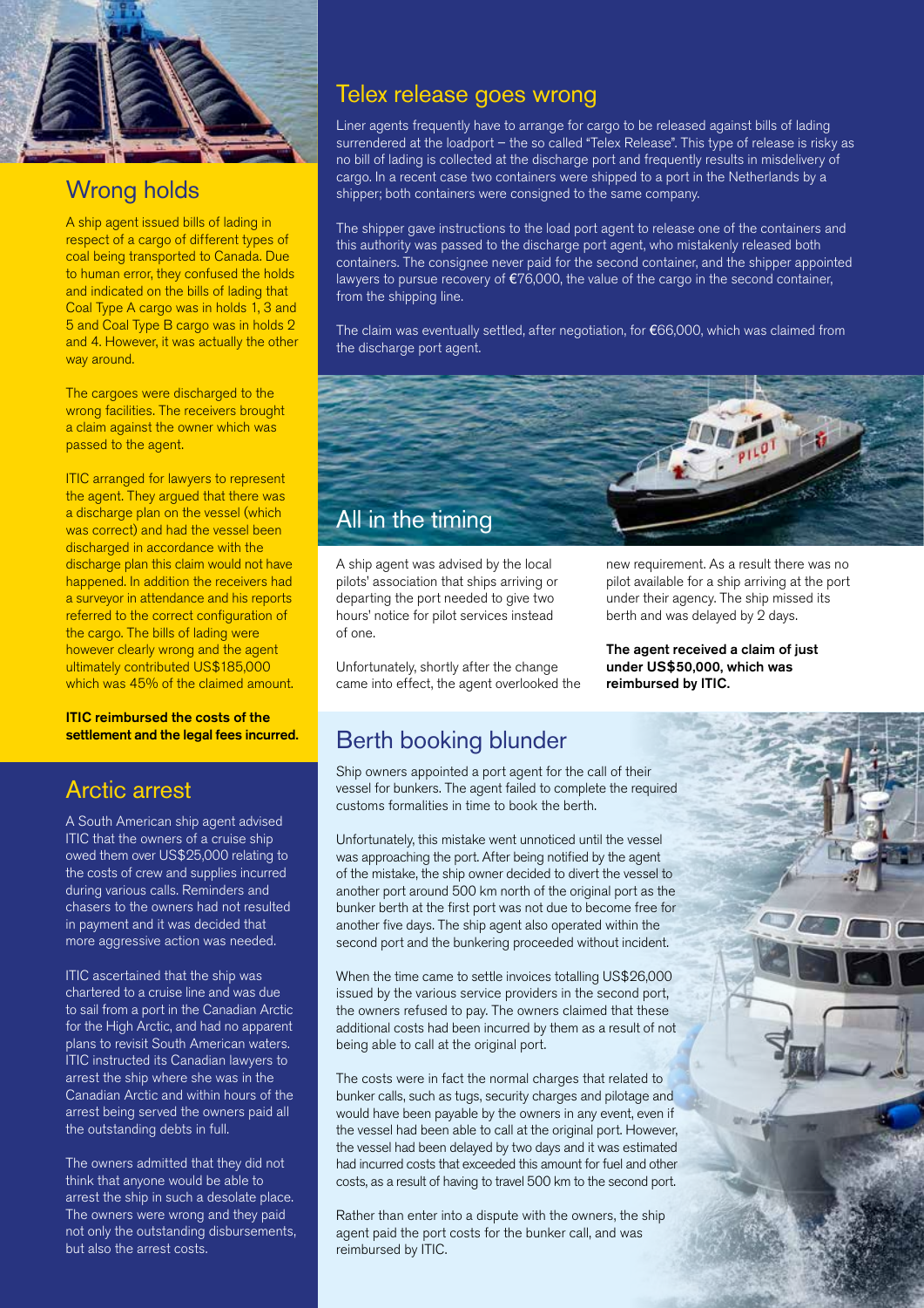## Wrong holds

A ship agent issued bills of lading in respect of a cargo of different types of coal being transported to Canada. Due to human error, they confused the holds and indicated on the bills of lading that Coal Type A cargo was in holds 1, 3 and 5 and Coal Type B cargo was in holds 2 and 4. However, it was actually the other way around.

The cargoes were discharged to the wrong facilities. The receivers brought a claim against the owner which was passed to the agent.

ITIC arranged for lawyers to represent the agent. They argued that there was a discharge plan on the vessel (which was correct) and had the vessel been discharged in accordance with the discharge plan this claim would not have happened. In addition the receivers had a surveyor in attendance and his reports referred to the correct configuration of the cargo. The bills of lading were however clearly wrong and the agent ultimately contributed US$185,000 which was 45% of the claimed amount.

**ITIC reimbursed the costs of the settlement and the legal fees incurred.**

## Arctic arrest

A South American ship agent advised ITIC that the owners of a cruise ship owed them over US$25,000 relating to the costs of crew and supplies incurred during various calls. Reminders and chasers to the owners had not resulted in payment and it was decided that more aggressive action was needed.

ITIC ascertained that the ship was chartered to a cruise line and was due to sail from a port in the Canadian Arctic for the High Arctic, and had no apparent plans to revisit South American waters. ITIC instructed its Canadian lawyers to arrest the ship where she was in the Canadian Arctic and within hours of the arrest being served the owners paid all the outstanding debts in full.

The owners admitted that they did not think that anyone would be able to arrest the ship in such a desolate place. The owners were wrong and they paid not only the outstanding disbursements, but also the arrest costs.

## Telex release goes wrong

Liner agents frequently have to arrange for cargo to be released against bills of lading surrendered at the loadport – the so called "Telex Release". This type of release is risky as no bill of lading is collected at the discharge port and frequently results in misdelivery of cargo. In a recent case two containers were shipped to a port in the Netherlands by a shipper; both containers were consigned to the same company.

The shipper gave instructions to the load port agent to release one of the containers and this authority was passed to the discharge port agent, who mistakenly released both containers. The consignee never paid for the second container, and the shipper appointed lawyers to pursue recovery of €76,000, the value of the cargo in the second container, from the shipping line.

The claim was eventually settled, after negotiation, for €66,000, which was claimed from the discharge port agent.

## All in the timing

A ship agent was advised by the local pilots' association that ships arriving or departing the port needed to give two hours' notice for pilot services instead of one.

Unfortunately, shortly after the change came into effect, the agent overlooked the new requirement. As a result there was no pilot available for a ship arriving at the port under their agency. The ship missed its berth and was delayed by 2 days.

**The agent received a claim of just under US$50,000, which was reimbursed by ITIC.**

## Berth booking blunder

Ship owners appointed a port agent for the call of their vessel for bunkers. The agent failed to complete the required customs formalities in time to book the berth.

Unfortunately, this mistake went unnoticed until the vessel was approaching the port. After being notified by the agent of the mistake, the ship owner decided to divert the vessel to another port around 500 km north of the original port as the bunker berth at the first port was not due to become free for another five days. The ship agent also operated within the second port and the bunkering proceeded without incident.

When the time came to settle invoices totalling US$26,000 issued by the various service providers in the second port, the owners refused to pay. The owners claimed that these additional costs had been incurred by them as a result of not being able to call at the original port.

The costs were in fact the normal charges that related to bunker calls, such as tugs, security charges and pilotage and would have been payable by the owners in any event, even if the vessel had been able to call at the original port. However, the vessel had been delayed by two days and it was estimated had incurred costs that exceeded this amount for fuel and other costs, as a result of having to travel 500 km to the second port.

Rather than enter into a dispute with the owners, the ship agent paid the port costs for the bunker call, and was reimbursed by ITIC.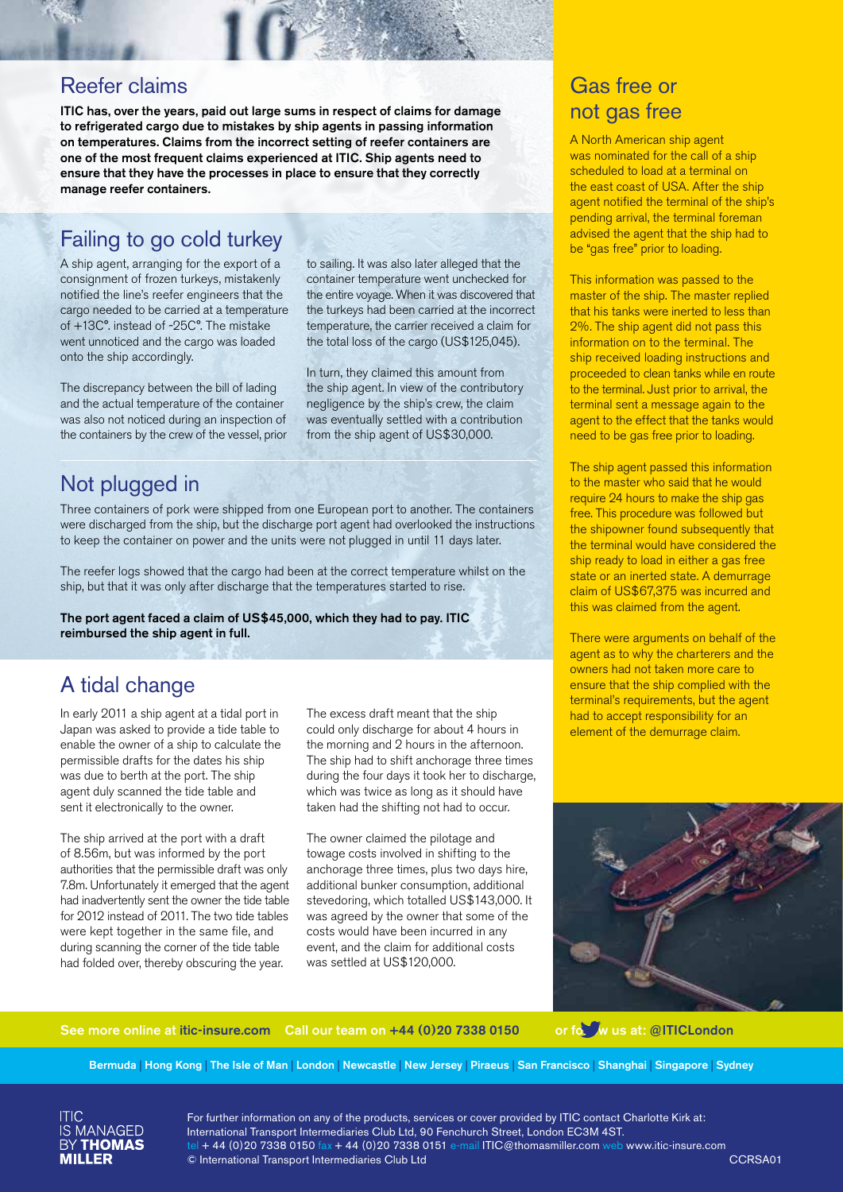## Reefer claims

**ITIC has, over the years, paid out large sums in respect of claims for damage to refrigerated cargo due to mistakes by ship agents in passing information on temperatures. Claims from the incorrect setting of reefer containers are one of the most frequent claims experienced at ITIC. Ship agents need to ensure that they have the processes in place to ensure that they correctly manage reefer containers.**

## Failing to go cold turkey

A ship agent, arranging for the export of a consignment of frozen turkeys, mistakenly notified the line's reefer engineers that the cargo needed to be carried at a temperature of +13C°. instead of -25C°. The mistake went unnoticed and the cargo was loaded onto the ship accordingly.

The discrepancy between the bill of lading and the actual temperature of the container was also not noticed during an inspection of the containers by the crew of the vessel, prior to sailing. It was also later alleged that the container temperature went unchecked for the entire voyage. When it was discovered that the turkeys had been carried at the incorrect temperature, the carrier received a claim for the total loss of the cargo (US$125,045).

In turn, they claimed this amount from the ship agent. In view of the contributory negligence by the ship's crew, the claim was eventually settled with a contribution from the ship agent of US$30,000.

## Not plugged in

Three containers of pork were shipped from one European port to another. The containers were discharged from the ship, but the discharge port agent had overlooked the instructions to keep the container on power and the units were not plugged in until 11 days later.

The reefer logs showed that the cargo had been at the correct temperature whilst on the ship, but that it was only after discharge that the temperatures started to rise.

**The port agent faced a claim of US$45,000, which they had to pay. ITIC reimbursed the ship agent in full.**

## A tidal change

In early 2011 a ship agent at a tidal port in Japan was asked to provide a tide table to enable the owner of a ship to calculate the permissible drafts for the dates his ship was due to berth at the port. The ship agent duly scanned the tide table and sent it electronically to the owner.

The ship arrived at the port with a draft of 8.56m, but was informed by the port authorities that the permissible draft was only 7.8m. Unfortunately it emerged that the agent had inadvertently sent the owner the tide table for 2012 instead of 2011. The two tide tables were kept together in the same file, and during scanning the corner of the tide table had folded over, thereby obscuring the year.

The excess draft meant that the ship could only discharge for about 4 hours in the morning and 2 hours in the afternoon. The ship had to shift anchorage three times during the four days it took her to discharge, which was twice as long as it should have taken had the shifting not had to occur.

The owner claimed the pilotage and towage costs involved in shifting to the anchorage three times, plus two days hire, additional bunker consumption, additional stevedoring, which totalled US$143,000. It was agreed by the owner that some of the costs would have been incurred in any event, and the claim for additional costs was settled at US$120,000.

## Gas free or not gas free

A North American ship agent was nominated for the call of a ship scheduled to load at a terminal on the east coast of USA. After the ship agent notified the terminal of the ship's pending arrival, the terminal foreman advised the agent that the ship had to be "gas free" prior to loading.

This information was passed to the master of the ship. The master replied that his tanks were inerted to less than 2%. The ship agent did not pass this information on to the terminal. The ship received loading instructions and proceeded to clean tanks while en route to the terminal. Just prior to arrival, the terminal sent a message again to the agent to the effect that the tanks would need to be gas free prior to loading.

The ship agent passed this information to the master who said that he would require 24 hours to make the ship gas free. This procedure was followed but the shipowner found subsequently that the terminal would have considered the ship ready to load in either a gas free state or an inerted state. A demurrage claim of US$67,375 was incurred and this was claimed from the agent.

There were arguments on behalf of the agent as to why the charterers and the owners had not taken more care to ensure that the ship complied with the terminal's requirements, but the agent had to accept responsibility for an element of the demurrage claim.

**See more online at itic-insure.com  Call our team on +44 (0)20 7338 0150  or follow us at: @ITICLondon**

Bermuda | Hong Kong | The Isle of Man | London | Newcastle | New Jersey | Piraeus | San Francisco | Shanghai | Singapore | Sydney

ITIC IS MANAGED BY **THOMAS MILLER**

For further information on any of the products, services or cover provided by ITIC contact Charlotte Kirk at:
International Transport Intermediaries Club Ltd, 90 Fenchurch Street, London EC3M 4ST.
tel + 44 (0)20 7338 0150 fax + 44 (0)20 7338 0151 e-mail ITIC@thomasmiller.com web www.itic-insure.com
© International Transport Intermediaries Club Ltd

CCRSA01